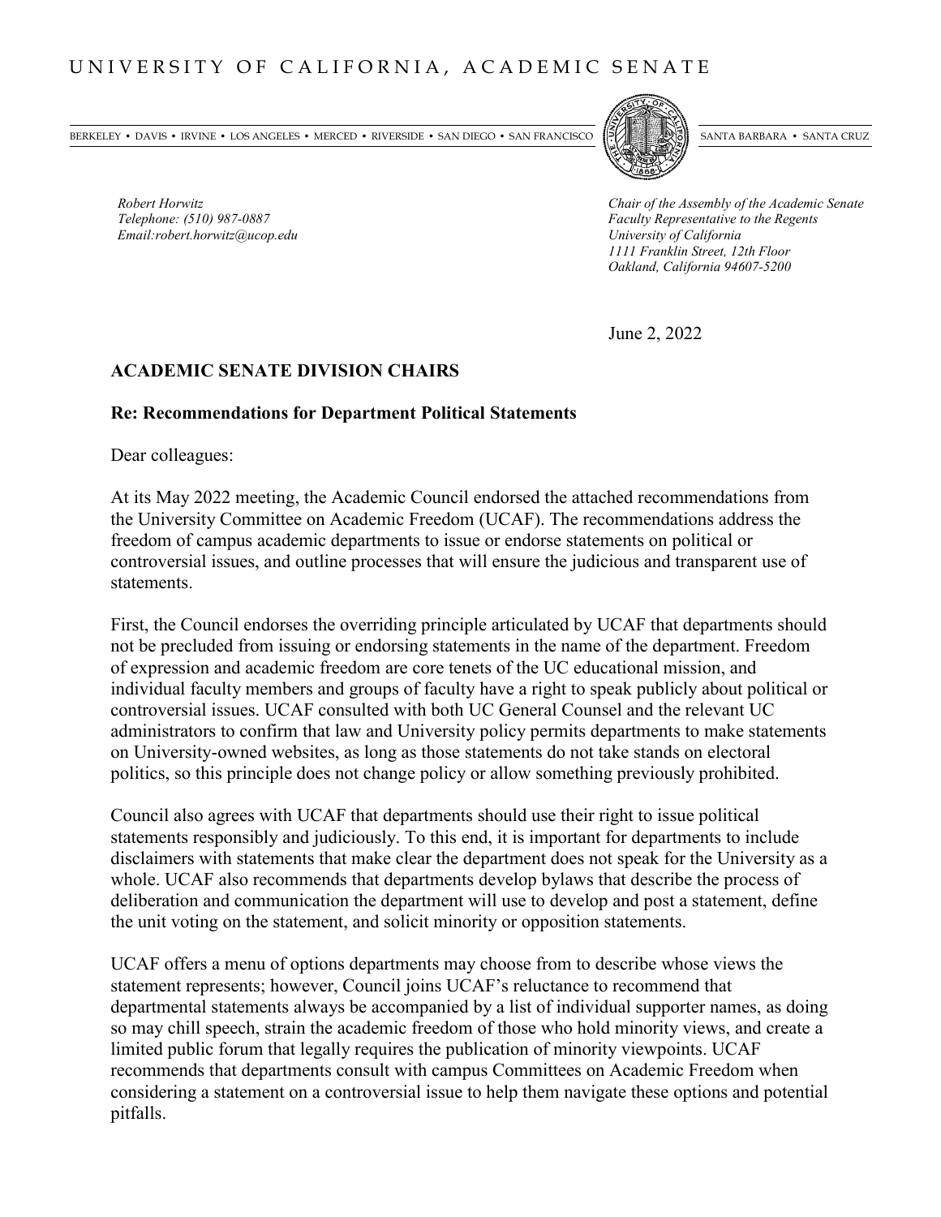UNIVERSITY OF CALIFORNIA, ACADEMIC SENATE

BERKELEY • DAVIS • IRVINE • LOS ANGELES • MERCED • RIVERSIDE • SAN DIEGO • SAN FRANCISCO SANTA BARBARA • SANTA CRUZ

*Robert Horwitz*
*Telephone: (510) 987-0887*
*Email:robert.horwitz@ucop.edu*

*Chair of the Assembly of the Academic Senate*
*Faculty Representative to the Regents*
*University of California*
*1111 Franklin Street, 12th Floor*
*Oakland, California 94607-5200*

June 2, 2022

**ACADEMIC SENATE DIVISION CHAIRS**

**Re: Recommendations for Department Political Statements**

Dear colleagues:

At its May 2022 meeting, the Academic Council endorsed the attached recommendations from the University Committee on Academic Freedom (UCAF). The recommendations address the freedom of campus academic departments to issue or endorse statements on political or controversial issues, and outline processes that will ensure the judicious and transparent use of statements.

First, the Council endorses the overriding principle articulated by UCAF that departments should not be precluded from issuing or endorsing statements in the name of the department. Freedom of expression and academic freedom are core tenets of the UC educational mission, and individual faculty members and groups of faculty have a right to speak publicly about political or controversial issues. UCAF consulted with both UC General Counsel and the relevant UC administrators to confirm that law and University policy permits departments to make statements on University-owned websites, as long as those statements do not take stands on electoral politics, so this principle does not change policy or allow something previously prohibited.

Council also agrees with UCAF that departments should use their right to issue political statements responsibly and judiciously. To this end, it is important for departments to include disclaimers with statements that make clear the department does not speak for the University as a whole. UCAF also recommends that departments develop bylaws that describe the process of deliberation and communication the department will use to develop and post a statement, define the unit voting on the statement, and solicit minority or opposition statements.

UCAF offers a menu of options departments may choose from to describe whose views the statement represents; however, Council joins UCAF's reluctance to recommend that departmental statements always be accompanied by a list of individual supporter names, as doing so may chill speech, strain the academic freedom of those who hold minority views, and create a limited public forum that legally requires the publication of minority viewpoints. UCAF recommends that departments consult with campus Committees on Academic Freedom when considering a statement on a controversial issue to help them navigate these options and potential pitfalls.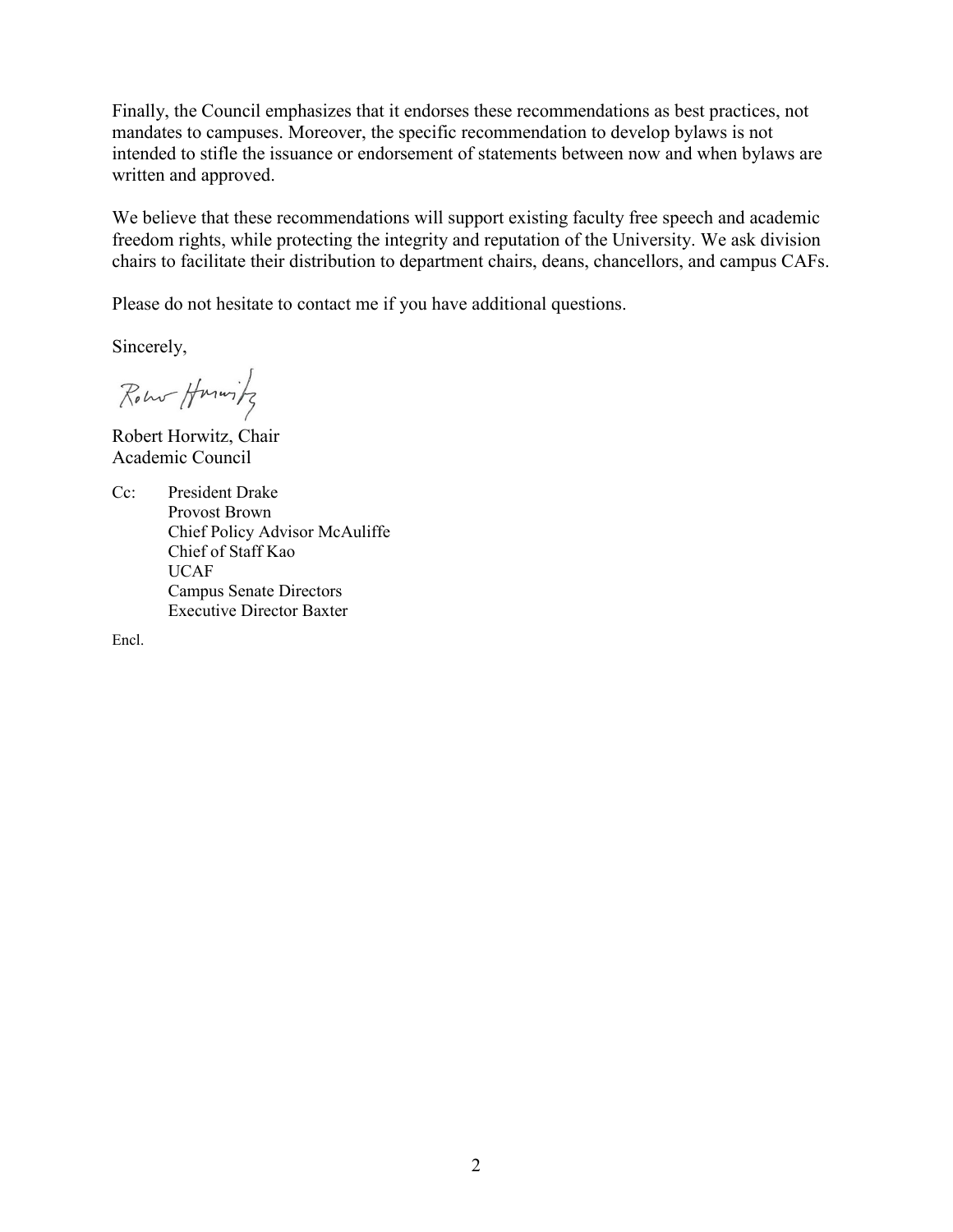Finally, the Council emphasizes that it endorses these recommendations as best practices, not mandates to campuses. Moreover, the specific recommendation to develop bylaws is not intended to stifle the issuance or endorsement of statements between now and when bylaws are written and approved.

We believe that these recommendations will support existing faculty free speech and academic freedom rights, while protecting the integrity and reputation of the University. We ask division chairs to facilitate their distribution to department chairs, deans, chancellors, and campus CAFs.

Please do not hesitate to contact me if you have additional questions.

Sincerely,

Robert Horwitz, Chair
Academic Council

Cc: President Drake
Provost Brown
Chief Policy Advisor McAuliffe
Chief of Staff Kao
UCAF
Campus Senate Directors
Executive Director Baxter

Encl.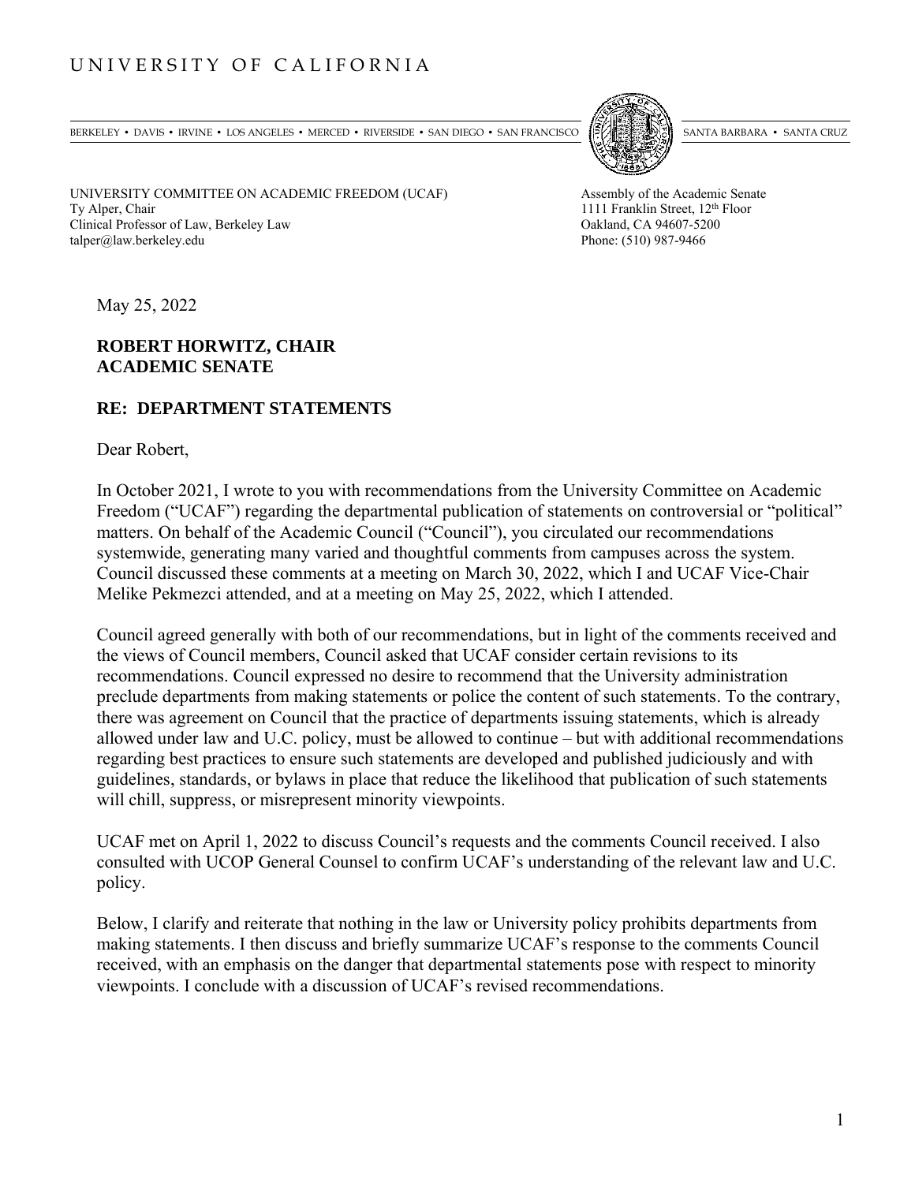# UNIVERSITY OF CALIFORNIA

BERKELEY • DAVIS • IRVINE • LOS ANGELES • MERCED • RIVERSIDE • SAN DIEGO • SAN FRANCISCO SANTA BARBARA • SANTA CRUZ

UNIVERSITY COMMITTEE ON ACADEMIC FREEDOM (UCAF)
Ty Alper, Chair
Clinical Professor of Law, Berkeley Law
talper@law.berkeley.edu

Assembly of the Academic Senate
1111 Franklin Street, 12th Floor
Oakland, CA 94607-5200
Phone: (510) 987-9466

May 25, 2022

**ROBERT HORWITZ, CHAIR**
**ACADEMIC SENATE**

**RE: DEPARTMENT STATEMENTS**

Dear Robert,

In October 2021, I wrote to you with recommendations from the University Committee on Academic Freedom ("UCAF") regarding the departmental publication of statements on controversial or "political" matters. On behalf of the Academic Council ("Council"), you circulated our recommendations systemwide, generating many varied and thoughtful comments from campuses across the system. Council discussed these comments at a meeting on March 30, 2022, which I and UCAF Vice-Chair Melike Pekmezci attended, and at a meeting on May 25, 2022, which I attended.

Council agreed generally with both of our recommendations, but in light of the comments received and the views of Council members, Council asked that UCAF consider certain revisions to its recommendations. Council expressed no desire to recommend that the University administration preclude departments from making statements or police the content of such statements. To the contrary, there was agreement on Council that the practice of departments issuing statements, which is already allowed under law and U.C. policy, must be allowed to continue – but with additional recommendations regarding best practices to ensure such statements are developed and published judiciously and with guidelines, standards, or bylaws in place that reduce the likelihood that publication of such statements will chill, suppress, or misrepresent minority viewpoints.

UCAF met on April 1, 2022 to discuss Council's requests and the comments Council received. I also consulted with UCOP General Counsel to confirm UCAF's understanding of the relevant law and U.C. policy.

Below, I clarify and reiterate that nothing in the law or University policy prohibits departments from making statements. I then discuss and briefly summarize UCAF's response to the comments Council received, with an emphasis on the danger that departmental statements pose with respect to minority viewpoints. I conclude with a discussion of UCAF's revised recommendations.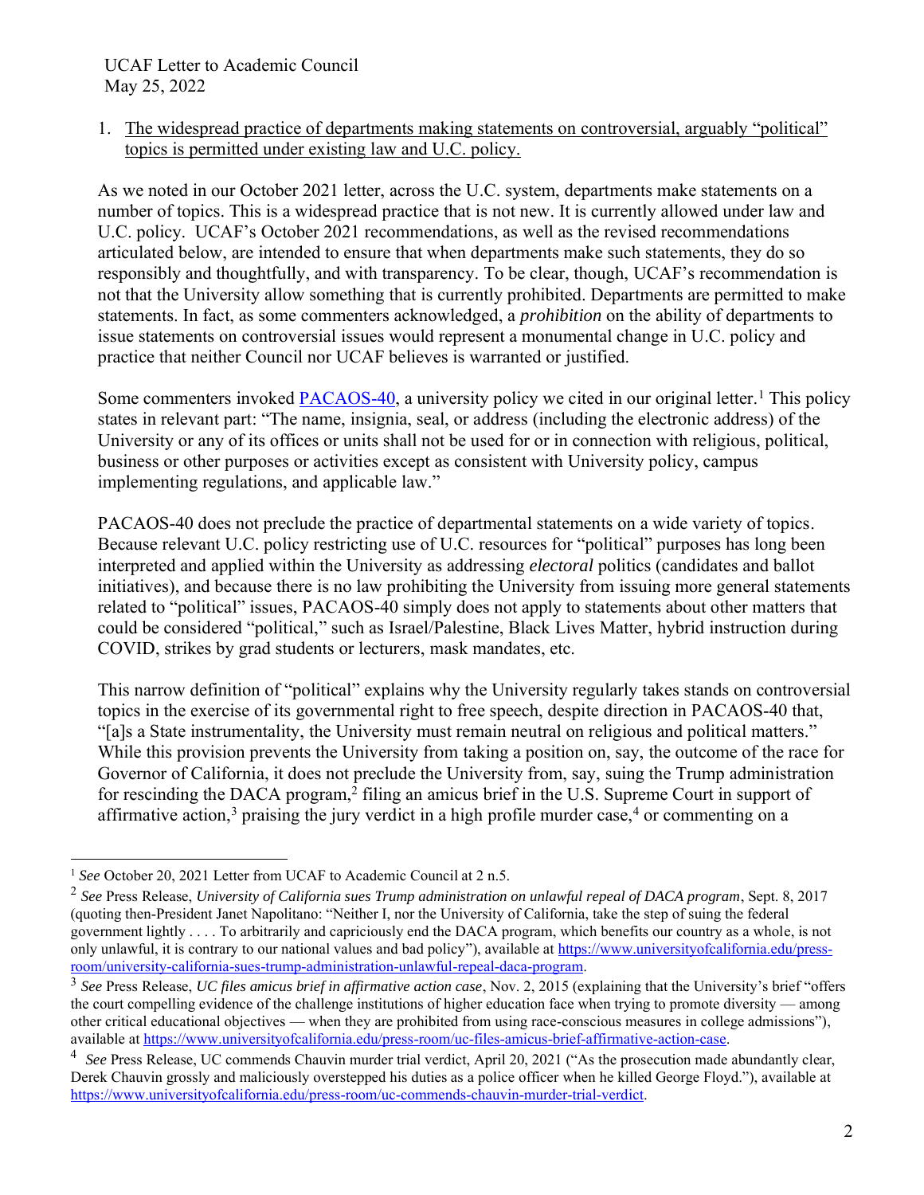1. <u>The widespread practice of departments making statements on controversial, arguably "political" topics is permitted under existing law and U.C. policy.</u>

As we noted in our October 2021 letter, across the U.C. system, departments make statements on a number of topics. This is a widespread practice that is not new. It is currently allowed under law and U.C. policy. UCAF's October 2021 recommendations, as well as the revised recommendations articulated below, are intended to ensure that when departments make such statements, they do so responsibly and thoughtfully, and with transparency. To be clear, though, UCAF's recommendation is not that the University allow something that is currently prohibited. Departments are permitted to make statements. In fact, as some commenters acknowledged, a *prohibition* on the ability of departments to issue statements on controversial issues would represent a monumental change in U.C. policy and practice that neither Council nor UCAF believes is warranted or justified.

Some commenters invoked PACAOS-40, a university policy we cited in our original letter.[1] This policy states in relevant part: "The name, insignia, seal, or address (including the electronic address) of the University or any of its offices or units shall not be used for or in connection with religious, political, business or other purposes or activities except as consistent with University policy, campus implementing regulations, and applicable law."

PACAOS-40 does not preclude the practice of departmental statements on a wide variety of topics. Because relevant U.C. policy restricting use of U.C. resources for "political" purposes has long been interpreted and applied within the University as addressing *electoral* politics (candidates and ballot initiatives), and because there is no law prohibiting the University from issuing more general statements related to "political" issues, PACAOS-40 simply does not apply to statements about other matters that could be considered "political," such as Israel/Palestine, Black Lives Matter, hybrid instruction during COVID, strikes by grad students or lecturers, mask mandates, etc.

This narrow definition of "political" explains why the University regularly takes stands on controversial topics in the exercise of its governmental right to free speech, despite direction in PACAOS-40 that, "[a]s a State instrumentality, the University must remain neutral on religious and political matters." While this provision prevents the University from taking a position on, say, the outcome of the race for Governor of California, it does not preclude the University from, say, suing the Trump administration for rescinding the DACA program,[2] filing an amicus brief in the U.S. Supreme Court in support of affirmative action,[3] praising the jury verdict in a high profile murder case,[4] or commenting on a

---

[1] *See* October 20, 2021 Letter from UCAF to Academic Council at 2 n.5.

[2] *See* Press Release, *University of California sues Trump administration on unlawful repeal of DACA program*, Sept. 8, 2017 (quoting then-President Janet Napolitano: "Neither I, nor the University of California, take the step of suing the federal government lightly . . . . To arbitrarily and capriciously end the DACA program, which benefits our country as a whole, is not only unlawful, it is contrary to our national values and bad policy"), available at https://www.universityofcalifornia.edu/press-room/university-california-sues-trump-administration-unlawful-repeal-daca-program.

[3] *See* Press Release, *UC files amicus brief in affirmative action case*, Nov. 2, 2015 (explaining that the University's brief "offers the court compelling evidence of the challenge institutions of higher education face when trying to promote diversity — among other critical educational objectives — when they are prohibited from using race-conscious measures in college admissions"), available at https://www.universityofcalifornia.edu/press-room/uc-files-amicus-brief-affirmative-action-case.

[4] *See* Press Release, UC commends Chauvin murder trial verdict, April 20, 2021 ("As the prosecution made abundantly clear, Derek Chauvin grossly and maliciously overstepped his duties as a police officer when he killed George Floyd."), available at https://www.universityofcalifornia.edu/press-room/uc-commends-chauvin-murder-trial-verdict.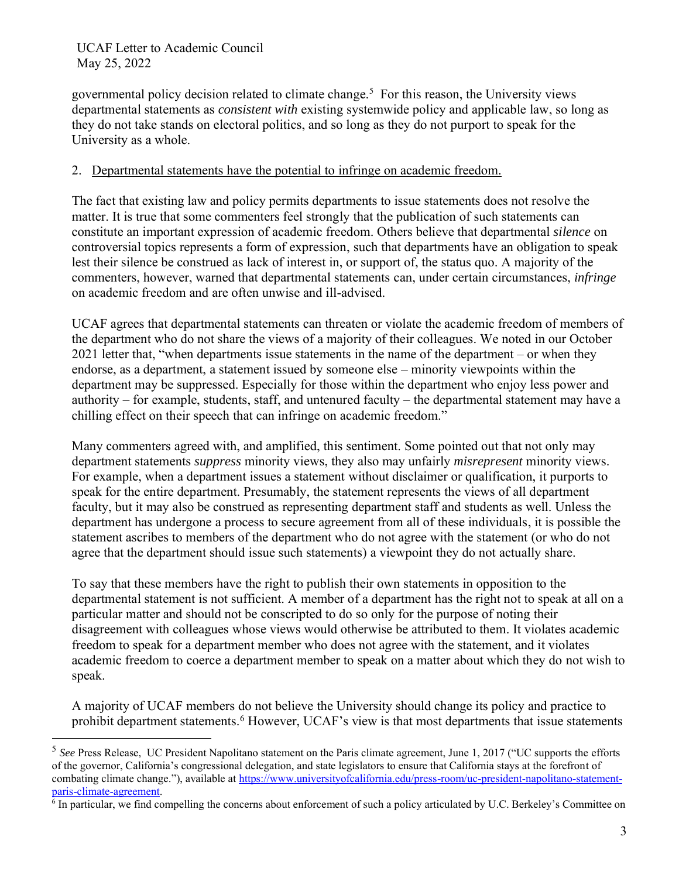governmental policy decision related to climate change.[5] For this reason, the University views departmental statements as *consistent with* existing systemwide policy and applicable law, so long as they do not take stands on electoral politics, and so long as they do not purport to speak for the University as a whole.

2. Departmental statements have the potential to infringe on academic freedom.

The fact that existing law and policy permits departments to issue statements does not resolve the matter. It is true that some commenters feel strongly that the publication of such statements can constitute an important expression of academic freedom. Others believe that departmental *silence* on controversial topics represents a form of expression, such that departments have an obligation to speak lest their silence be construed as lack of interest in, or support of, the status quo. A majority of the commenters, however, warned that departmental statements can, under certain circumstances, *infringe* on academic freedom and are often unwise and ill-advised.

UCAF agrees that departmental statements can threaten or violate the academic freedom of members of the department who do not share the views of a majority of their colleagues. We noted in our October 2021 letter that, "when departments issue statements in the name of the department – or when they endorse, as a department, a statement issued by someone else – minority viewpoints within the department may be suppressed. Especially for those within the department who enjoy less power and authority – for example, students, staff, and untenured faculty – the departmental statement may have a chilling effect on their speech that can infringe on academic freedom."

Many commenters agreed with, and amplified, this sentiment. Some pointed out that not only may department statements *suppress* minority views, they also may unfairly *misrepresent* minority views. For example, when a department issues a statement without disclaimer or qualification, it purports to speak for the entire department. Presumably, the statement represents the views of all department faculty, but it may also be construed as representing department staff and students as well. Unless the department has undergone a process to secure agreement from all of these individuals, it is possible the statement ascribes to members of the department who do not agree with the statement (or who do not agree that the department should issue such statements) a viewpoint they do not actually share.

To say that these members have the right to publish their own statements in opposition to the departmental statement is not sufficient. A member of a department has the right not to speak at all on a particular matter and should not be conscripted to do so only for the purpose of noting their disagreement with colleagues whose views would otherwise be attributed to them. It violates academic freedom to speak for a department member who does not agree with the statement, and it violates academic freedom to coerce a department member to speak on a matter about which they do not wish to speak.

A majority of UCAF members do not believe the University should change its policy and practice to prohibit department statements.[6] However, UCAF's view is that most departments that issue statements

---

[5] *See* Press Release, UC President Napolitano statement on the Paris climate agreement, June 1, 2017 ("UC supports the efforts of the governor, California's congressional delegation, and state legislators to ensure that California stays at the forefront of combating climate change."), available at https://www.universityofcalifornia.edu/press-room/uc-president-napolitano-statement-paris-climate-agreement.

[6] In particular, we find compelling the concerns about enforcement of such a policy articulated by U.C. Berkeley's Committee on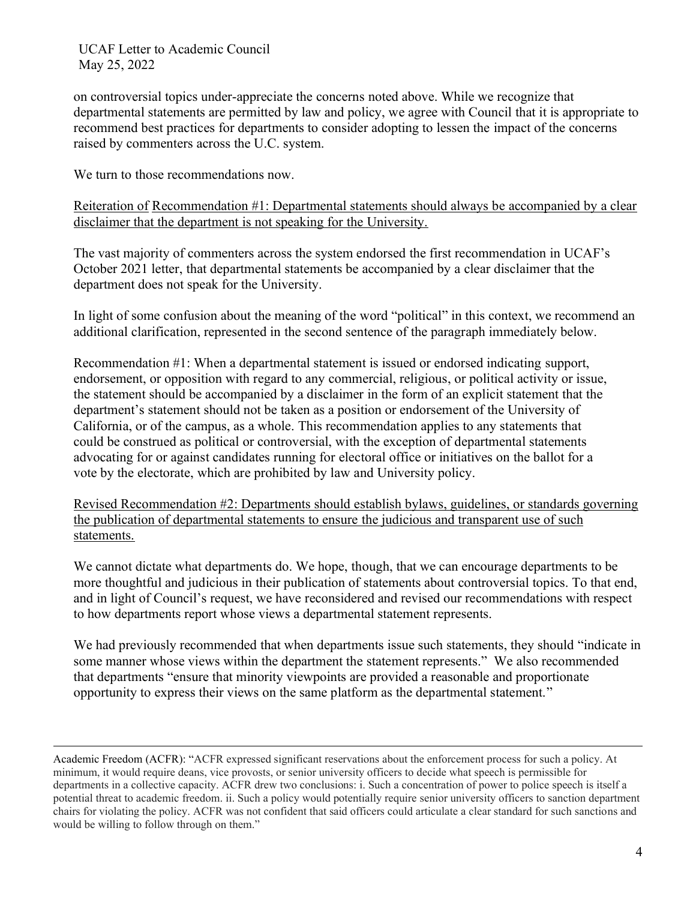on controversial topics under-appreciate the concerns noted above. While we recognize that departmental statements are permitted by law and policy, we agree with Council that it is appropriate to recommend best practices for departments to consider adopting to lessen the impact of the concerns raised by commenters across the U.C. system.

We turn to those recommendations now.

Reiteration of Recommendation #1: Departmental statements should always be accompanied by a clear disclaimer that the department is not speaking for the University.

The vast majority of commenters across the system endorsed the first recommendation in UCAF's October 2021 letter, that departmental statements be accompanied by a clear disclaimer that the department does not speak for the University.

In light of some confusion about the meaning of the word "political" in this context, we recommend an additional clarification, represented in the second sentence of the paragraph immediately below.

Recommendation #1: When a departmental statement is issued or endorsed indicating support, endorsement, or opposition with regard to any commercial, religious, or political activity or issue, the statement should be accompanied by a disclaimer in the form of an explicit statement that the department's statement should not be taken as a position or endorsement of the University of California, or of the campus, as a whole. This recommendation applies to any statements that could be construed as political or controversial, with the exception of departmental statements advocating for or against candidates running for electoral office or initiatives on the ballot for a vote by the electorate, which are prohibited by law and University policy.

Revised Recommendation #2: Departments should establish bylaws, guidelines, or standards governing the publication of departmental statements to ensure the judicious and transparent use of such statements.

We cannot dictate what departments do. We hope, though, that we can encourage departments to be more thoughtful and judicious in their publication of statements about controversial topics. To that end, and in light of Council's request, we have reconsidered and revised our recommendations with respect to how departments report whose views a departmental statement represents.

We had previously recommended that when departments issue such statements, they should "indicate in some manner whose views within the department the statement represents." We also recommended that departments "ensure that minority viewpoints are provided a reasonable and proportionate opportunity to express their views on the same platform as the departmental statement."

---

Academic Freedom (ACFR): "ACFR expressed significant reservations about the enforcement process for such a policy. At minimum, it would require deans, vice provosts, or senior university officers to decide what speech is permissible for departments in a collective capacity. ACFR drew two conclusions: i. Such a concentration of power to police speech is itself a potential threat to academic freedom. ii. Such a policy would potentially require senior university officers to sanction department chairs for violating the policy. ACFR was not confident that said officers could articulate a clear standard for such sanctions and would be willing to follow through on them."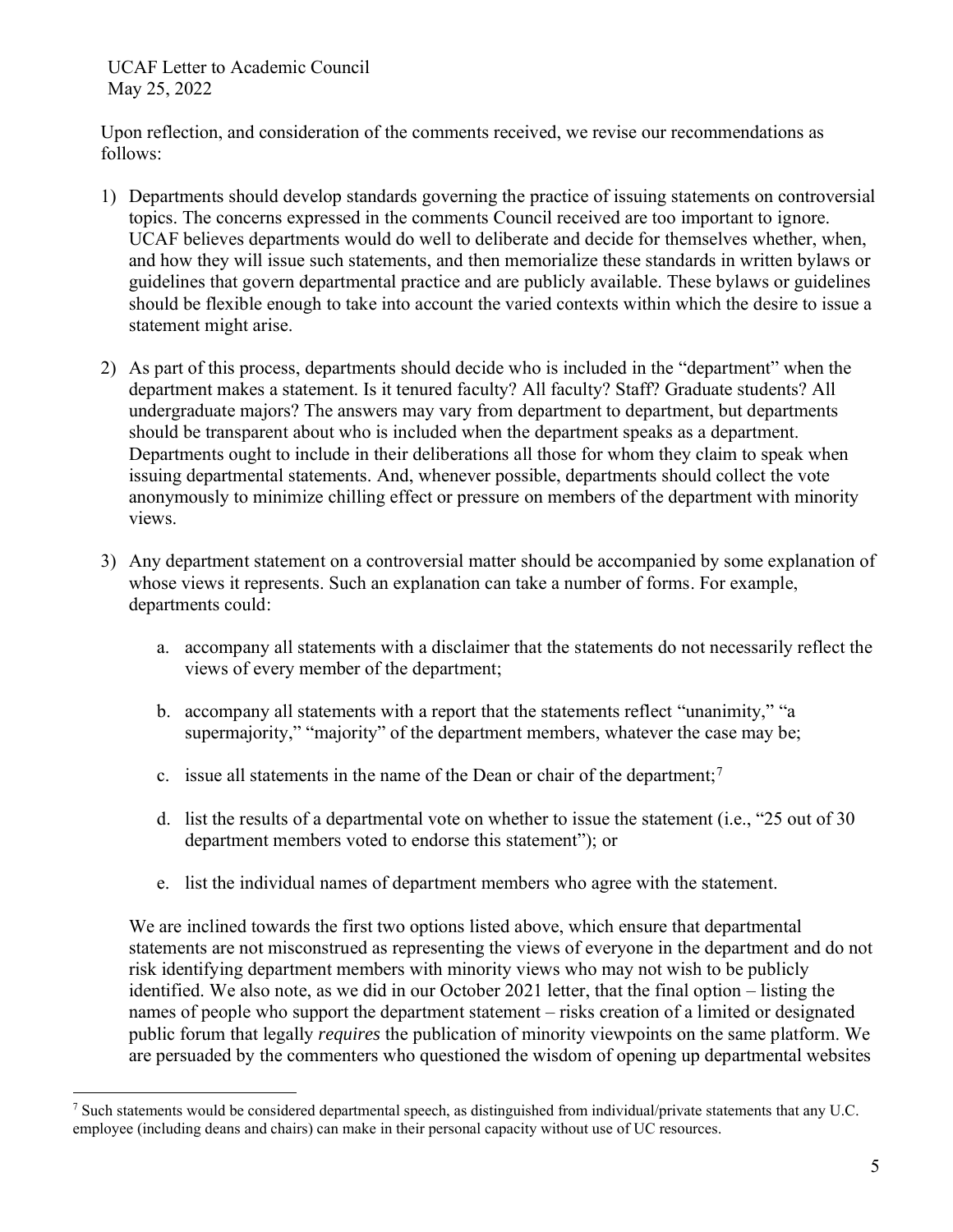Upon reflection, and consideration of the comments received, we revise our recommendations as follows:

1) Departments should develop standards governing the practice of issuing statements on controversial topics. The concerns expressed in the comments Council received are too important to ignore. UCAF believes departments would do well to deliberate and decide for themselves whether, when, and how they will issue such statements, and then memorialize these standards in written bylaws or guidelines that govern departmental practice and are publicly available. These bylaws or guidelines should be flexible enough to take into account the varied contexts within which the desire to issue a statement might arise.

2) As part of this process, departments should decide who is included in the "department" when the department makes a statement. Is it tenured faculty? All faculty? Staff? Graduate students? All undergraduate majors? The answers may vary from department to department, but departments should be transparent about who is included when the department speaks as a department. Departments ought to include in their deliberations all those for whom they claim to speak when issuing departmental statements. And, whenever possible, departments should collect the vote anonymously to minimize chilling effect or pressure on members of the department with minority views.

3) Any department statement on a controversial matter should be accompanied by some explanation of whose views it represents. Such an explanation can take a number of forms. For example, departments could:

   a. accompany all statements with a disclaimer that the statements do not necessarily reflect the views of every member of the department;

   b. accompany all statements with a report that the statements reflect "unanimity," "a supermajority," "majority" of the department members, whatever the case may be;

   c. issue all statements in the name of the Dean or chair of the department;[7]

   d. list the results of a departmental vote on whether to issue the statement (i.e., "25 out of 30 department members voted to endorse this statement"); or

   e. list the individual names of department members who agree with the statement.

   We are inclined towards the first two options listed above, which ensure that departmental statements are not misconstrued as representing the views of everyone in the department and do not risk identifying department members with minority views who may not wish to be publicly identified. We also note, as we did in our October 2021 letter, that the final option – listing the names of people who support the department statement – risks creation of a limited or designated public forum that legally *requires* the publication of minority viewpoints on the same platform. We are persuaded by the commenters who questioned the wisdom of opening up departmental websites

[7] Such statements would be considered departmental speech, as distinguished from individual/private statements that any U.C. employee (including deans and chairs) can make in their personal capacity without use of UC resources.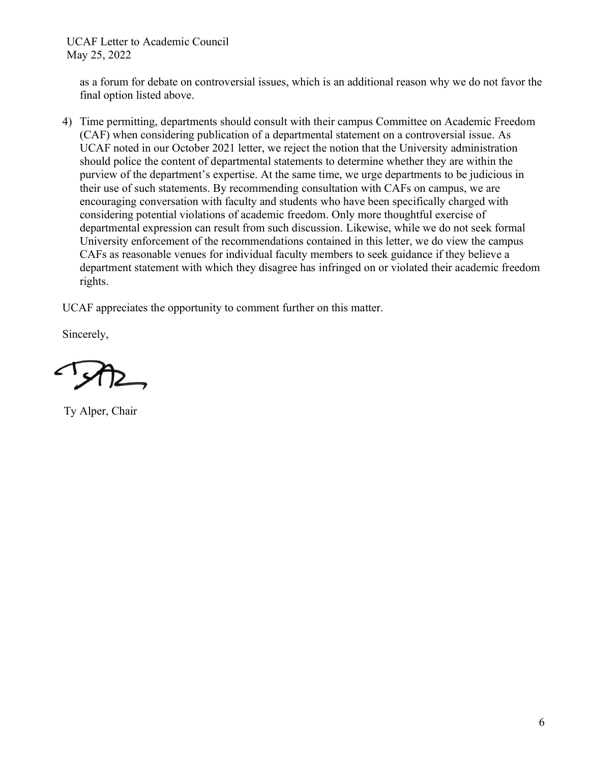as a forum for debate on controversial issues, which is an additional reason why we do not favor the final option listed above.

4) Time permitting, departments should consult with their campus Committee on Academic Freedom (CAF) when considering publication of a departmental statement on a controversial issue. As UCAF noted in our October 2021 letter, we reject the notion that the University administration should police the content of departmental statements to determine whether they are within the purview of the department's expertise. At the same time, we urge departments to be judicious in their use of such statements. By recommending consultation with CAFs on campus, we are encouraging conversation with faculty and students who have been specifically charged with considering potential violations of academic freedom. Only more thoughtful exercise of departmental expression can result from such discussion. Likewise, while we do not seek formal University enforcement of the recommendations contained in this letter, we do view the campus CAFs as reasonable venues for individual faculty members to seek guidance if they believe a department statement with which they disagree has infringed on or violated their academic freedom rights.

UCAF appreciates the opportunity to comment further on this matter.

Sincerely,

Ty Alper, Chair